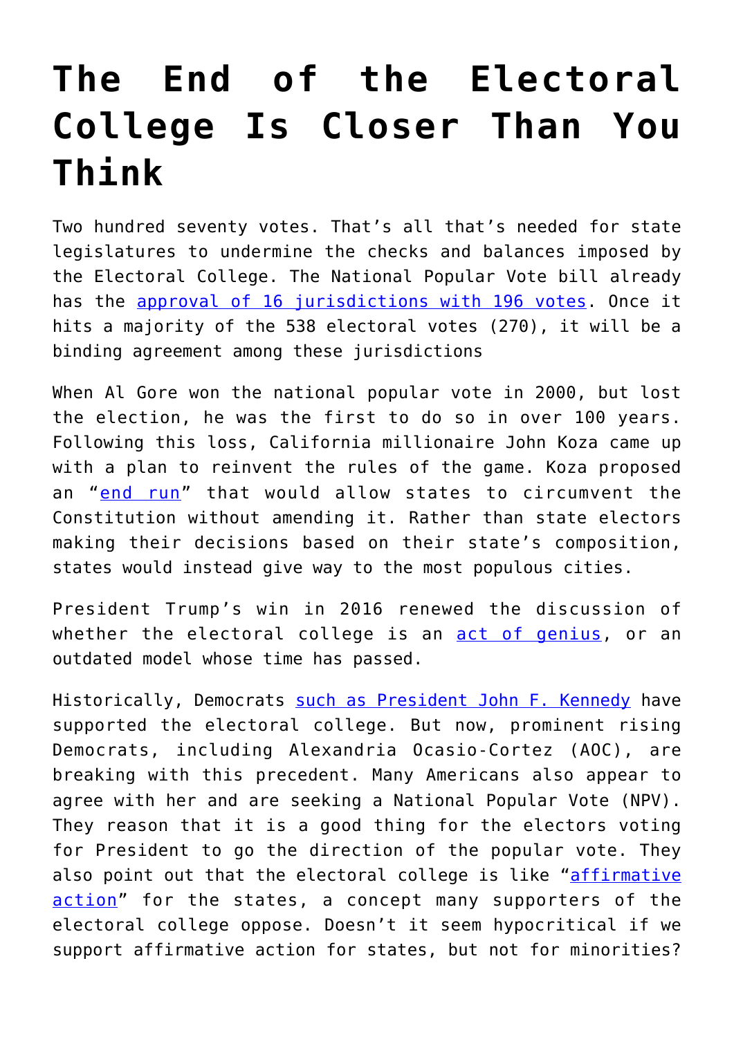# The End of the Electoral College Is Closer Than You Think

Two hundred seventy votes. That's all that's needed for state legislatures to undermine the checks and balances imposed by the Electoral College. The National Popular Vote bill already has the approval of 16 jurisdictions with 196 votes. Once it hits a majority of the 538 electoral votes (270), it will be a binding agreement among these jurisdictions

When Al Gore won the national popular vote in 2000, but lost the election, he was the first to do so in over 100 years. Following this loss, California millionaire John Koza came up with a plan to reinvent the rules of the game. Koza proposed an "end run" that would allow states to circumvent the Constitution without amending it. Rather than state electors making their decisions based on their state's composition, states would instead give way to the most populous cities.

President Trump's win in 2016 renewed the discussion of whether the electoral college is an act of genius, or an outdated model whose time has passed.

Historically, Democrats such as President John F. Kennedy have supported the electoral college. But now, prominent rising Democrats, including Alexandria Ocasio-Cortez (AOC), are breaking with this precedent. Many Americans also appear to agree with her and are seeking a National Popular Vote (NPV). They reason that it is a good thing for the electors voting for President to go the direction of the popular vote. They also point out that the electoral college is like "affirmative action" for the states, a concept many supporters of the electoral college oppose. Doesn't it seem hypocritical if we support affirmative action for states, but not for minorities?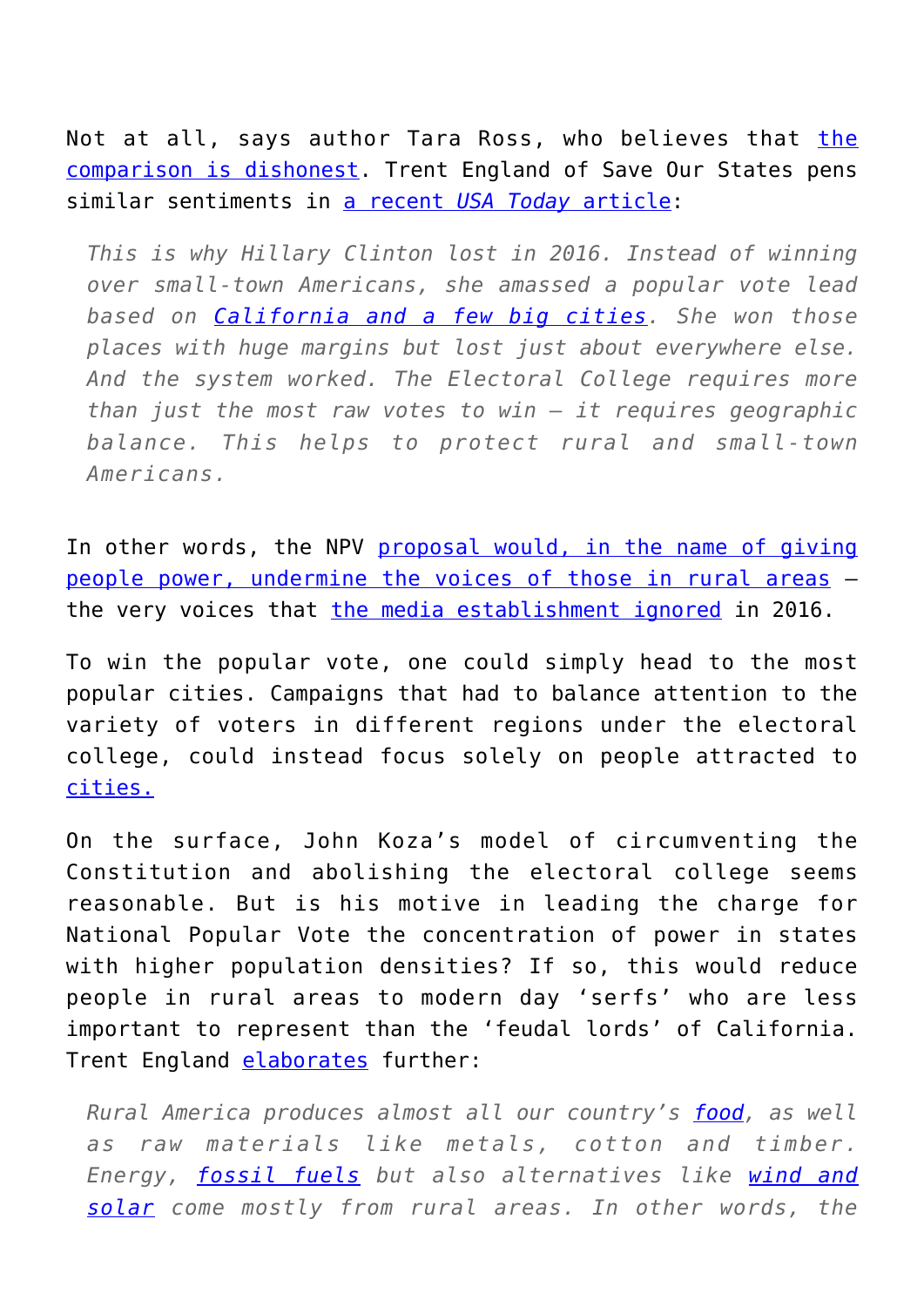Not at all, says author Tara Ross, who believes that the comparison is dishonest. Trent England of Save Our States pens similar sentiments in a recent *USA Today* article:

> *This is why Hillary Clinton lost in 2016. Instead of winning over small-town Americans, she amassed a popular vote lead based on California and a few big cities. She won those places with huge margins but lost just about everywhere else. And the system worked. The Electoral College requires more than just the most raw votes to win – it requires geographic balance. This helps to protect rural and small-town Americans.*

In other words, the NPV proposal would, in the name of giving people power, undermine the voices of those in rural areas – the very voices that the media establishment ignored in 2016.

To win the popular vote, one could simply head to the most popular cities. Campaigns that had to balance attention to the variety of voters in different regions under the electoral college, could instead focus solely on people attracted to cities.

On the surface, John Koza's model of circumventing the Constitution and abolishing the electoral college seems reasonable. But is his motive in leading the charge for National Popular Vote the concentration of power in states with higher population densities? If so, this would reduce people in rural areas to modern day 'serfs' who are less important to represent than the 'feudal lords' of California. Trent England elaborates further:

> *Rural America produces almost all our country's food, as well as raw materials like metals, cotton and timber. Energy, fossil fuels but also alternatives like wind and solar come mostly from rural areas. In other words, the*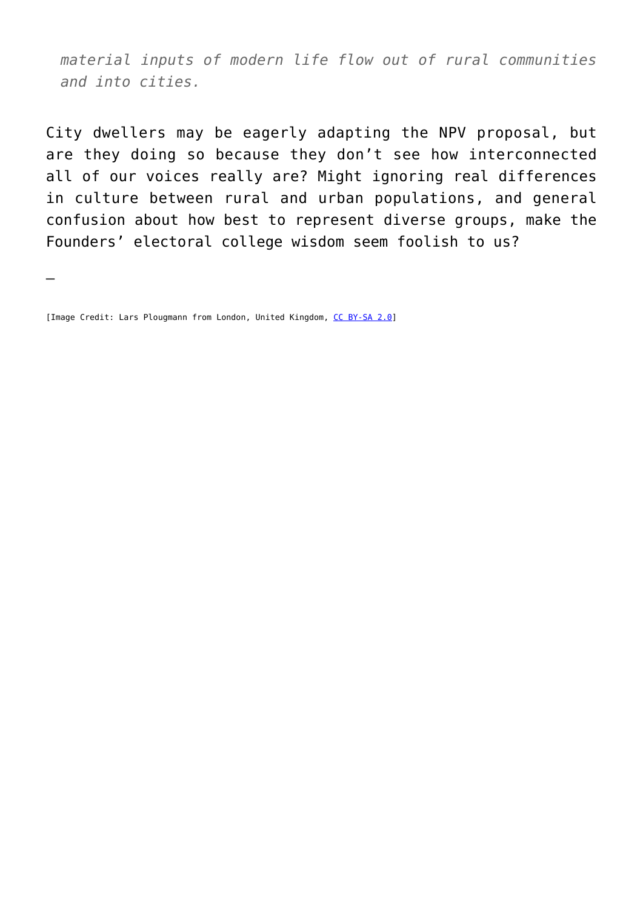> *material inputs of modern life flow out of rural communities and into cities.*

City dwellers may be eagerly adapting the NPV proposal, but are they doing so because they don't see how interconnected all of our voices really are? Might ignoring real differences in culture between rural and urban populations, and general confusion about how best to represent diverse groups, make the Founders' electoral college wisdom seem foolish to us?

—

[Image Credit: Lars Plougmann from London, United Kingdom, CC BY-SA 2.0]